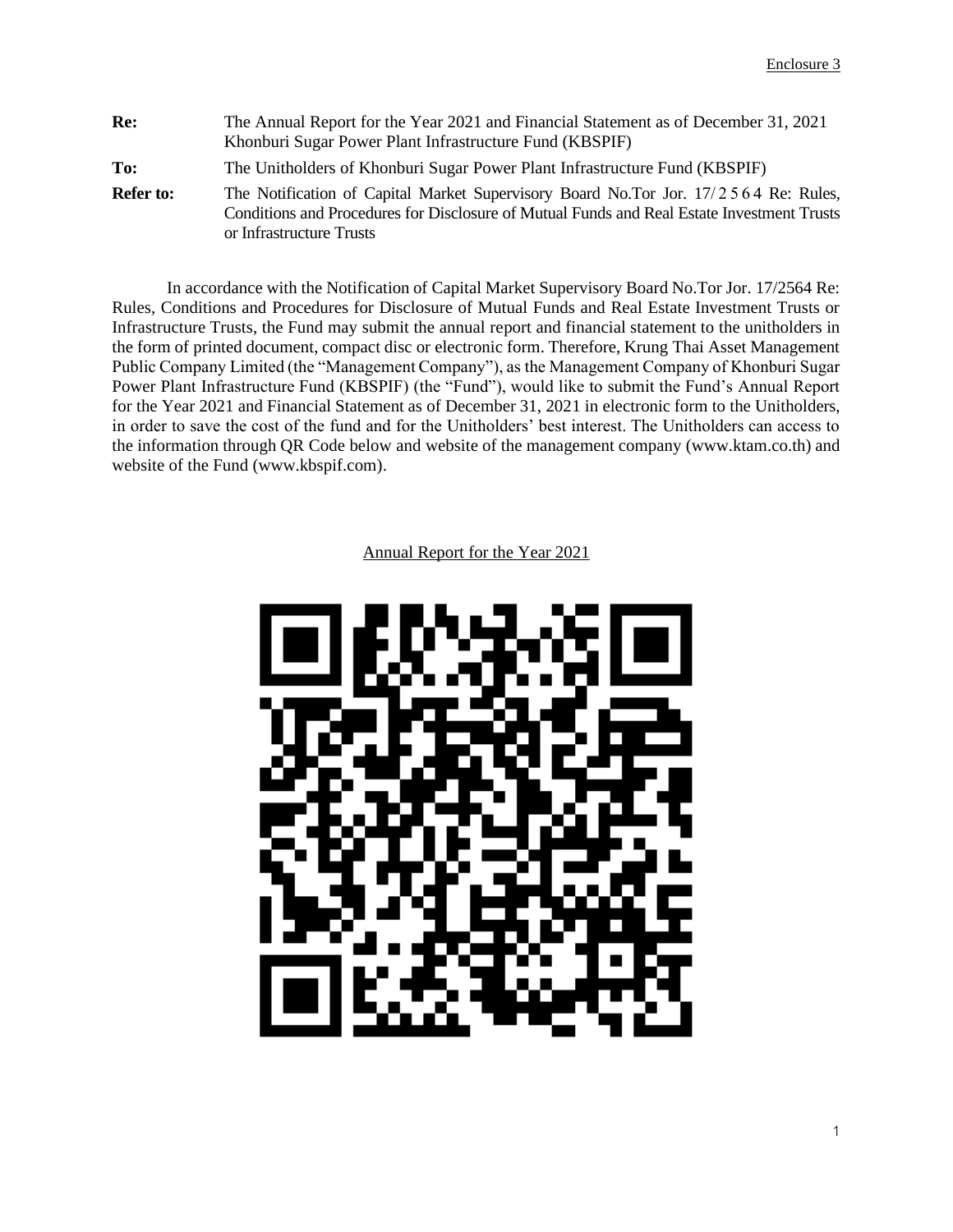Enclosure 3

| | |
|---|---|
| **Re:** | The Annual Report for the Year 2021 and Financial Statement as of December 31, 2021 Khonburi Sugar Power Plant Infrastructure Fund (KBSPIF) |
| **To:** | The Unitholders of Khonburi Sugar Power Plant Infrastructure Fund (KBSPIF) |
| **Refer to:** | The Notification of Capital Market Supervisory Board No.Tor Jor. 17/2564 Re: Rules, Conditions and Procedures for Disclosure of Mutual Funds and Real Estate Investment Trusts or Infrastructure Trusts |

In accordance with the Notification of Capital Market Supervisory Board No.Tor Jor. 17/2564 Re: Rules, Conditions and Procedures for Disclosure of Mutual Funds and Real Estate Investment Trusts or Infrastructure Trusts, the Fund may submit the annual report and financial statement to the unitholders in the form of printed document, compact disc or electronic form. Therefore, Krung Thai Asset Management Public Company Limited (the "Management Company"), as the Management Company of Khonburi Sugar Power Plant Infrastructure Fund (KBSPIF) (the "Fund"), would like to submit the Fund's Annual Report for the Year 2021 and Financial Statement as of December 31, 2021 in electronic form to the Unitholders, in order to save the cost of the fund and for the Unitholders' best interest. The Unitholders can access to the information through QR Code below and website of the management company (www.ktam.co.th) and website of the Fund (www.kbspif.com).

Annual Report for the Year 2021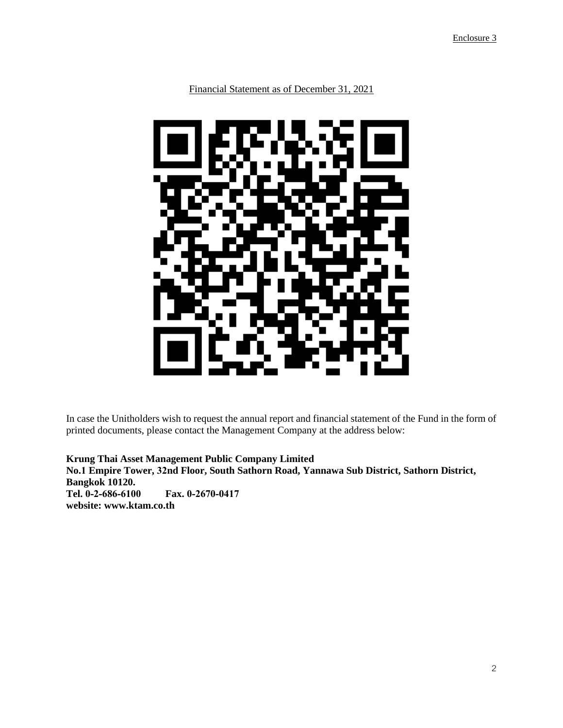Enclosure 3

Financial Statement as of December 31, 2021

In case the Unitholders wish to request the annual report and financial statement of the Fund in the form of printed documents, please contact the Management Company at the address below:

**Krung Thai Asset Management Public Company Limited**
**No.1 Empire Tower, 32nd Floor, South Sathorn Road, Yannawa Sub District, Sathorn District, Bangkok 10120.**
**Tel. 0-2-686-6100 Fax. 0-2670-0417**
**website: www.ktam.co.th**